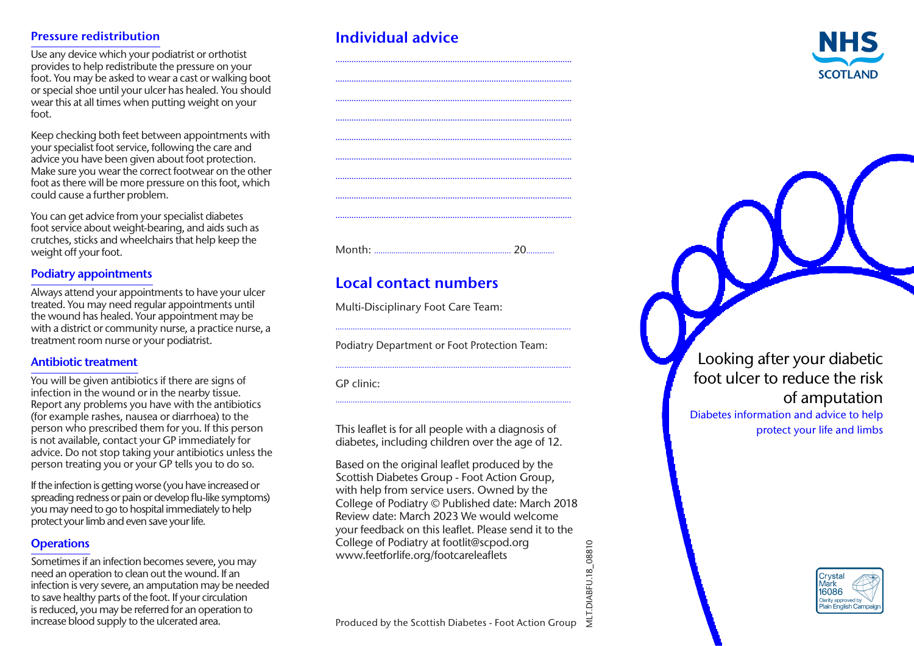## Pressure redistribution

Use any device which your podiatrist or orthotist provides to help redistribute the pressure on your foot. You may be asked to wear a cast or walking boot or special shoe until your ulcer has healed. You should wear this at all times when putting weight on your foot.

Keep checking both feet between appointments with your specialist foot service, following the care and advice you have been given about foot protection. Make sure you wear the correct footwear on the other foot as there will be more pressure on this foot, which could cause a further problem.

You can get advice from your specialist diabetes foot service about weight-bearing, and aids such as crutches, sticks and wheelchairs that help keep the weight off your foot.

## Podiatry appointments

Always attend your appointments to have your ulcer treated. You may need regular appointments until the wound has healed. Your appointment may be with a district or community nurse, a practice nurse, a treatment room nurse or your podiatrist.

## Antibiotic treatment

You will be given antibiotics if there are signs of infection in the wound or in the nearby tissue. Report any problems you have with the antibiotics (for example rashes, nausea or diarrhoea) to the person who prescribed them for you. If this person is not available, contact your GP immediately for advice. Do not stop taking your antibiotics unless the person treating you or your GP tells you to do so.

If the infection is getting worse (you have increased or spreading redness or pain or develop flu-like symptoms) you may need to go to hospital immediately to help protect your limb and even save your life.

## Operations

Sometimes if an infection becomes severe, you may need an operation to clean out the wound. If an infection is very severe, an amputation may be needed to save healthy parts of the foot. If your circulation is reduced, you may be referred for an operation to increase blood supply to the ulcerated area.

## Individual advice

..............................................................................................

..............................................................................................

..............................................................................................

..............................................................................................

..............................................................................................

..............................................................................................

..............................................................................................

..............................................................................................

..............................................................................................

Month: ............................................................ 20............

## Local contact numbers

Multi-Disciplinary Foot Care Team:

..............................................................................................

Podiatry Department or Foot Protection Team:

..............................................................................................

GP clinic:

..............................................................................................

This leaflet is for all people with a diagnosis of diabetes, including children over the age of 12.

Based on the original leaflet produced by the Scottish Diabetes Group - Foot Action Group, with help from service users. Owned by the College of Podiatry © Published date: March 2018 Review date: March 2023 We would welcome your feedback on this leaflet. Please send it to the College of Podiatry at footlit@scpod.org www.feetforlife.org/footcareleaflets

Produced by the Scottish Diabetes - Foot Action Group

MLT.DIABFU.18_08810

NHS SCOTLAND

# Looking after your diabetic foot ulcer to reduce the risk of amputation

Diabetes information and advice to help protect your life and limbs

Crystal Mark 16086 Clarity approved by Plain English Campaign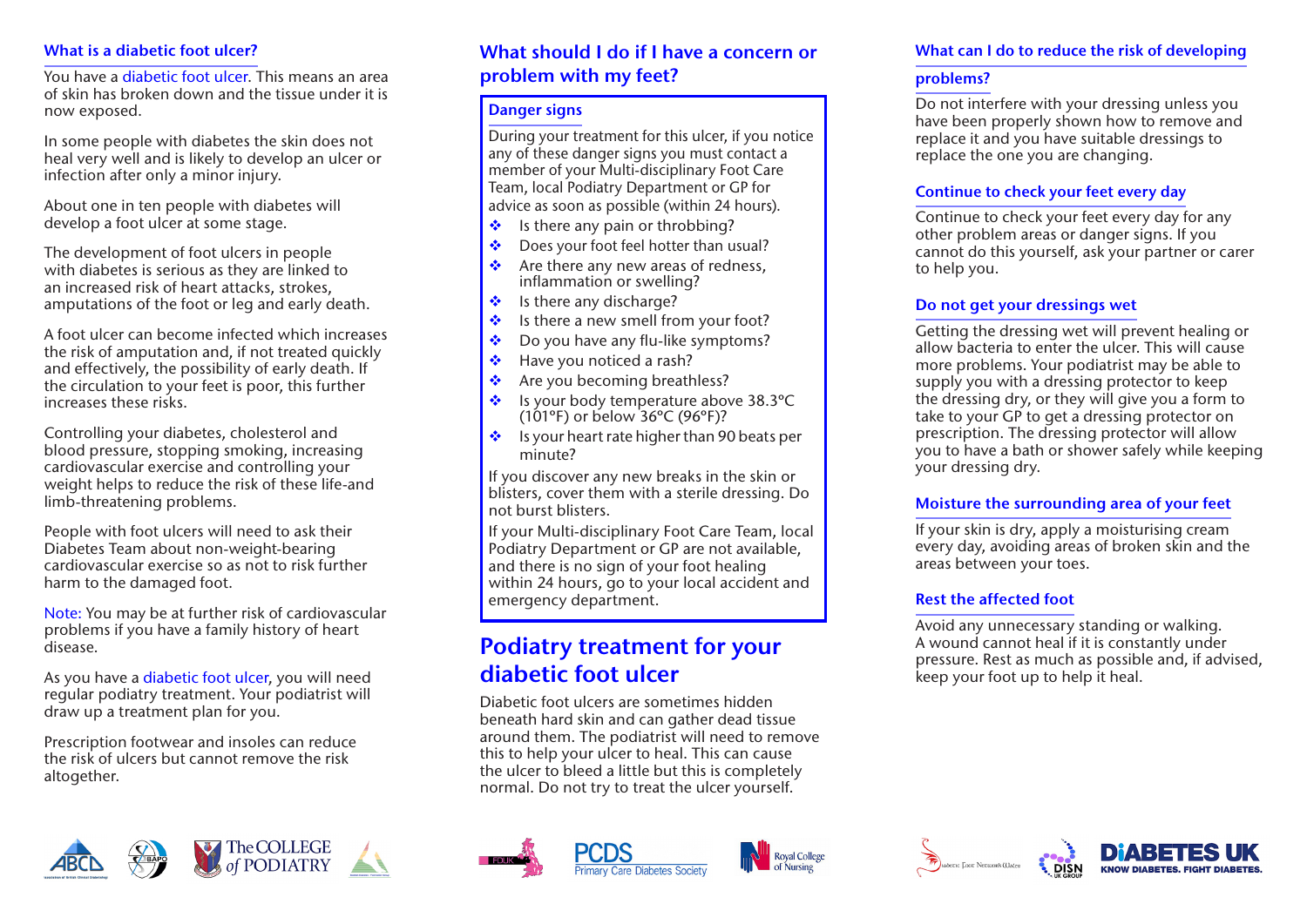## What is a diabetic foot ulcer?

You have a diabetic foot ulcer. This means an area of skin has broken down and the tissue under it is now exposed.

In some people with diabetes the skin does not heal very well and is likely to develop an ulcer or infection after only a minor injury.

About one in ten people with diabetes will develop a foot ulcer at some stage.

The development of foot ulcers in people with diabetes is serious as they are linked to an increased risk of heart attacks, strokes, amputations of the foot or leg and early death.

A foot ulcer can become infected which increases the risk of amputation and, if not treated quickly and effectively, the possibility of early death. If the circulation to your feet is poor, this further increases these risks.

Controlling your diabetes, cholesterol and blood pressure, stopping smoking, increasing cardiovascular exercise and controlling your weight helps to reduce the risk of these life-and limb-threatening problems.

People with foot ulcers will need to ask their Diabetes Team about non-weight-bearing cardiovascular exercise so as not to risk further harm to the damaged foot.

Note: You may be at further risk of cardiovascular problems if you have a family history of heart disease.

As you have a diabetic foot ulcer, you will need regular podiatry treatment. Your podiatrist will draw up a treatment plan for you.

Prescription footwear and insoles can reduce the risk of ulcers but cannot remove the risk altogether.

## What should I do if I have a concern or problem with my feet?

### Danger signs

During your treatment for this ulcer, if you notice any of these danger signs you must contact a member of your Multi-disciplinary Foot Care Team, local Podiatry Department or GP for advice as soon as possible (within 24 hours).

- Is there any pain or throbbing?
- Does your foot feel hotter than usual?
- Are there any new areas of redness, inflammation or swelling?
- Is there any discharge?
- Is there a new smell from your foot?
- Do you have any flu-like symptoms?
- Have you noticed a rash?
- Are you becoming breathless?
- Is your body temperature above 38.3°C (101°F) or below 36°C (96°F)?
- Is your heart rate higher than 90 beats per minute?

If you discover any new breaks in the skin or blisters, cover them with a sterile dressing. Do not burst blisters.

If your Multi-disciplinary Foot Care Team, local Podiatry Department or GP are not available, and there is no sign of your foot healing within 24 hours, go to your local accident and emergency department.

## Podiatry treatment for your diabetic foot ulcer

Diabetic foot ulcers are sometimes hidden beneath hard skin and can gather dead tissue around them. The podiatrist will need to remove this to help your ulcer to heal. This can cause the ulcer to bleed a little but this is completely normal. Do not try to treat the ulcer yourself.

## What can I do to reduce the risk of developing problems?

Do not interfere with your dressing unless you have been properly shown how to remove and replace it and you have suitable dressings to replace the one you are changing.

### Continue to check your feet every day

Continue to check your feet every day for any other problem areas or danger signs. If you cannot do this yourself, ask your partner or carer to help you.

### Do not get your dressings wet

Getting the dressing wet will prevent healing or allow bacteria to enter the ulcer. This will cause more problems. Your podiatrist may be able to supply you with a dressing protector to keep the dressing dry, or they will give you a form to take to your GP to get a dressing protector on prescription. The dressing protector will allow you to have a bath or shower safely while keeping your dressing dry.

### Moisture the surrounding area of your feet

If your skin is dry, apply a moisturising cream every day, avoiding areas of broken skin and the areas between your toes.

### Rest the affected foot

Avoid any unnecessary standing or walking. A wound cannot heal if it is constantly under pressure. Rest as much as possible and, if advised, keep your foot up to help it heal.

ABCD BAPO The COLLEGE of PODIATRY FDUK PCDS Primary Care Diabetes Society Royal College of Nursing Diabetic Foot Network Wales DISN UK GROUP DIABETES UK KNOW DIABETES. FIGHT DIABETES.